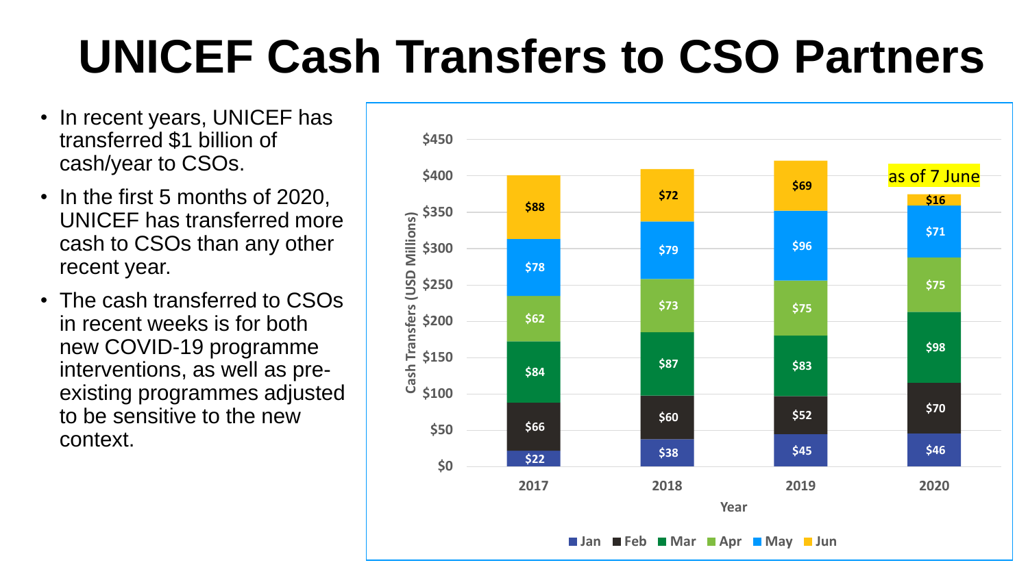# UNICEF Cash Transfers to CSO Partners

- In recent years, UNICEF has transferred $1 billion of cash/year to CSOs.
- In the first 5 months of 2020, UNICEF has transferred more cash to CSOs than any other recent year.
- The cash transferred to CSOs in recent weeks is for both new COVID-19 programme interventions, as well as pre-existing programmes adjusted to be sensitive to the new context.

Cash Transfers (USD Millions)

| Year | Jan | Feb | Mar | Apr | May | Jun |
|---|---|---|---|---|---|---|
| 2017 | $22 | $66 | $84 | $62 | $78 | $88 |
| 2018 | $38 | $60 | $87 | $73 | $79 | $72 |
| 2019 | $45 | $52 | $83 | $75 | $96 | $69 |
| 2020 (as of 7 June) | $46 | $70 | $98 | $75 | $71 | $16 |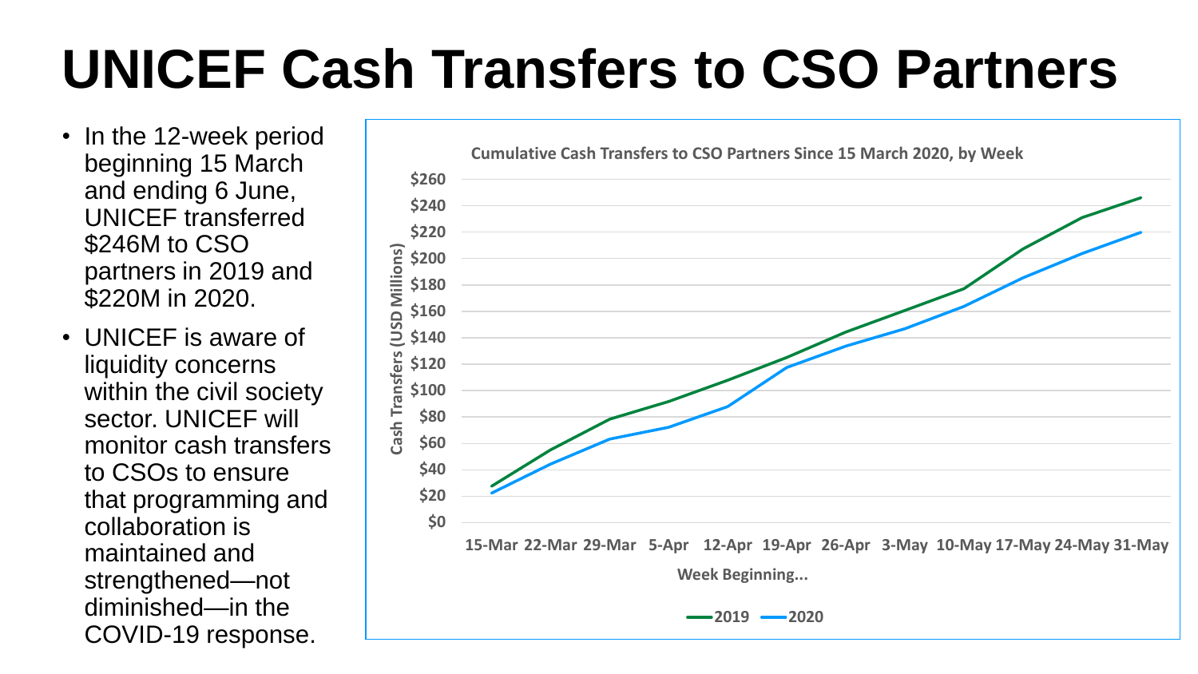# UNICEF Cash Transfers to CSO Partners

- In the 12-week period beginning 15 March and ending 6 June, UNICEF transferred $246M to CSO partners in 2019 and $220M in 2020.
- UNICEF is aware of liquidity concerns within the civil society sector. UNICEF will monitor cash transfers to CSOs to ensure that programming and collaboration is maintained and strengthened—not diminished—in the COVID-19 response.

**Cumulative Cash Transfers to CSO Partners Since 15 March 2020, by Week**

Cash Transfers (USD Millions)

$260, $240, $220, $200, $180, $160, $140, $120, $100, $80, $60, $40, $20, $0

15-Mar, 22-Mar, 29-Mar, 5-Apr, 12-Apr, 19-Apr, 26-Apr, 3-May, 10-May, 17-May, 24-May, 31-May

Week Beginning...

2019 2020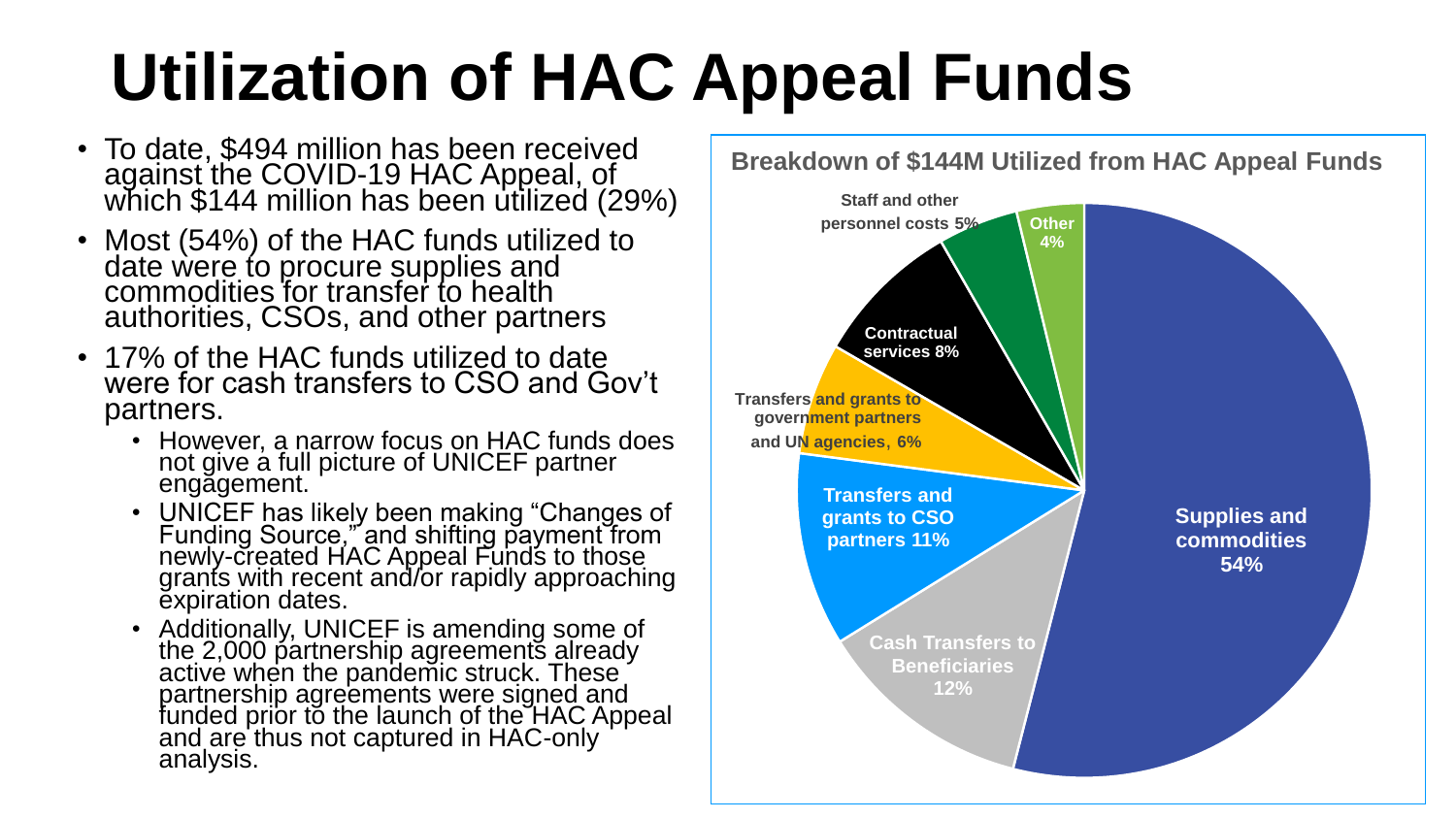# Utilization of HAC Appeal Funds

- To date, $494 million has been received against the COVID-19 HAC Appeal, of which $144 million has been utilized (29%)
- Most (54%) of the HAC funds utilized to date were to procure supplies and commodities for transfer to health authorities, CSOs, and other partners
- 17% of the HAC funds utilized to date were for cash transfers to CSO and Gov't partners.
  - However, a narrow focus on HAC funds does not give a full picture of UNICEF partner engagement.
  - UNICEF has likely been making "Changes of Funding Source," and shifting payment from newly-created HAC Appeal Funds to those grants with recent and/or rapidly approaching expiration dates.
  - Additionally, UNICEF is amending some of the 2,000 partnership agreements already active when the pandemic struck. These partnership agreements were signed and funded prior to the launch of the HAC Appeal and are thus not captured in HAC-only analysis.

Breakdown of $144M Utilized from HAC Appeal Funds

Supplies and commodities 54%

Cash Transfers to Beneficiaries 12%

Transfers and grants to CSO partners 11%

Transfers and grants to government partners and UN agencies, 6%

Contractual services 8%

Staff and other personnel costs 5%

Other 4%